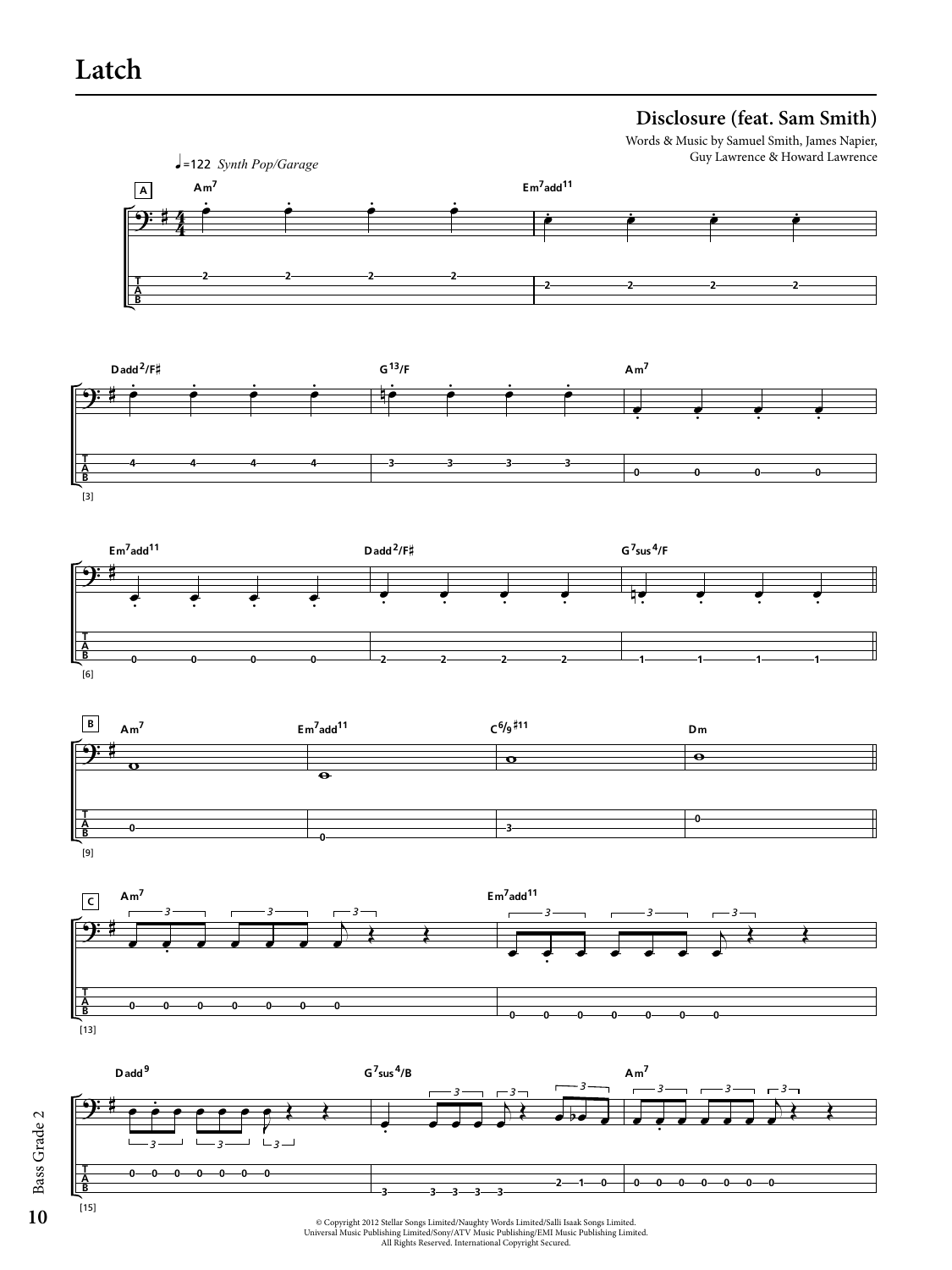# Latch

**Disclosure (feat. Sam Smith)**

Words & Music by Samuel Smith, James Napier, Guy Lawrence & Howard Lawrence

♩=122 *Synth Pop/Garage*

© Copyright 2012 Stellar Songs Limited/Naughty Words Limited/Salli Isaak Songs Limited.
Universal Music Publishing Limited/Sony/ATV Music Publishing/EMI Music Publishing Limited.
All Rights Reserved. International Copyright Secured.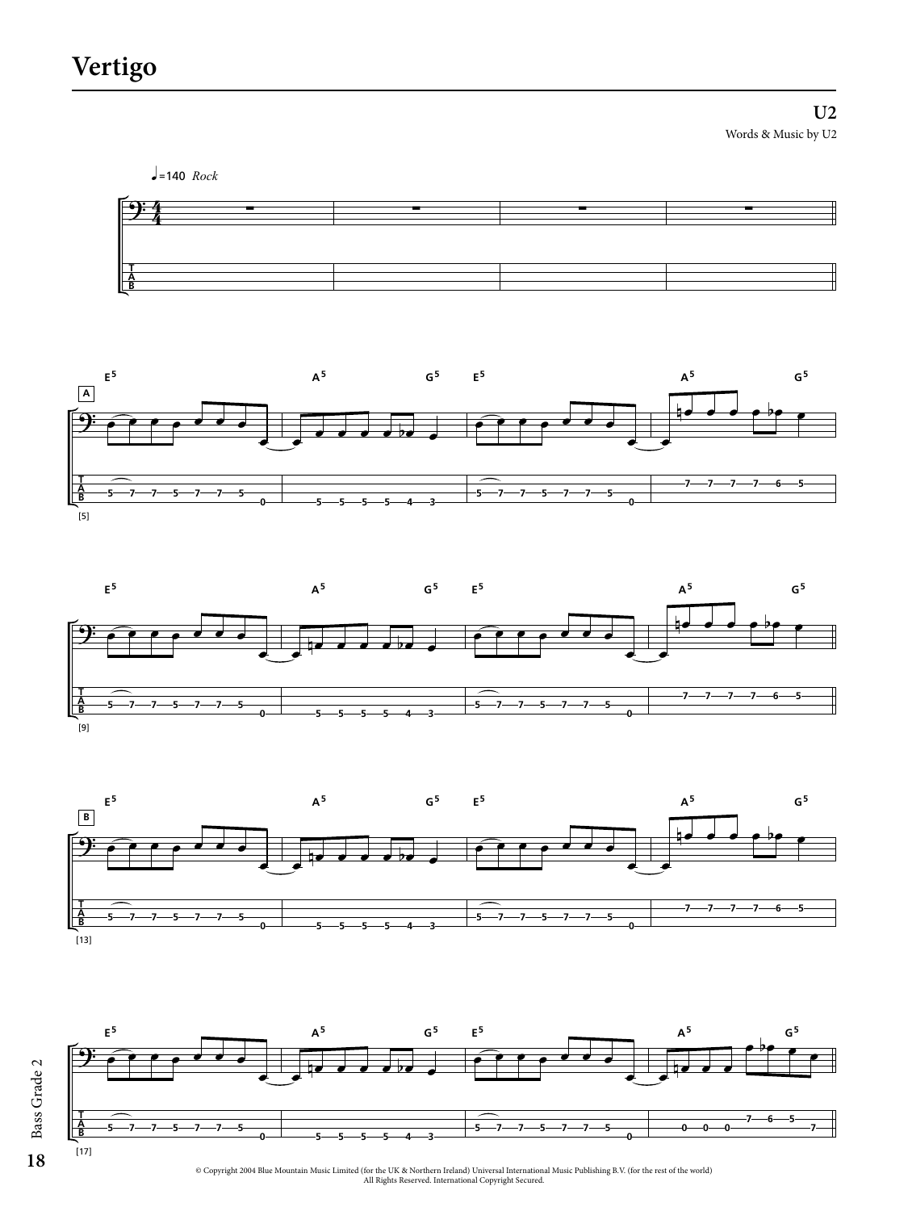# Vertigo

**U2**

Words & Music by U2

♩=140 *Rock*

© Copyright 2004 Blue Mountain Music Limited (for the UK & Northern Ireland) Universal International Music Publishing B.V. (for the rest of the world)
All Rights Reserved. International Copyright Secured.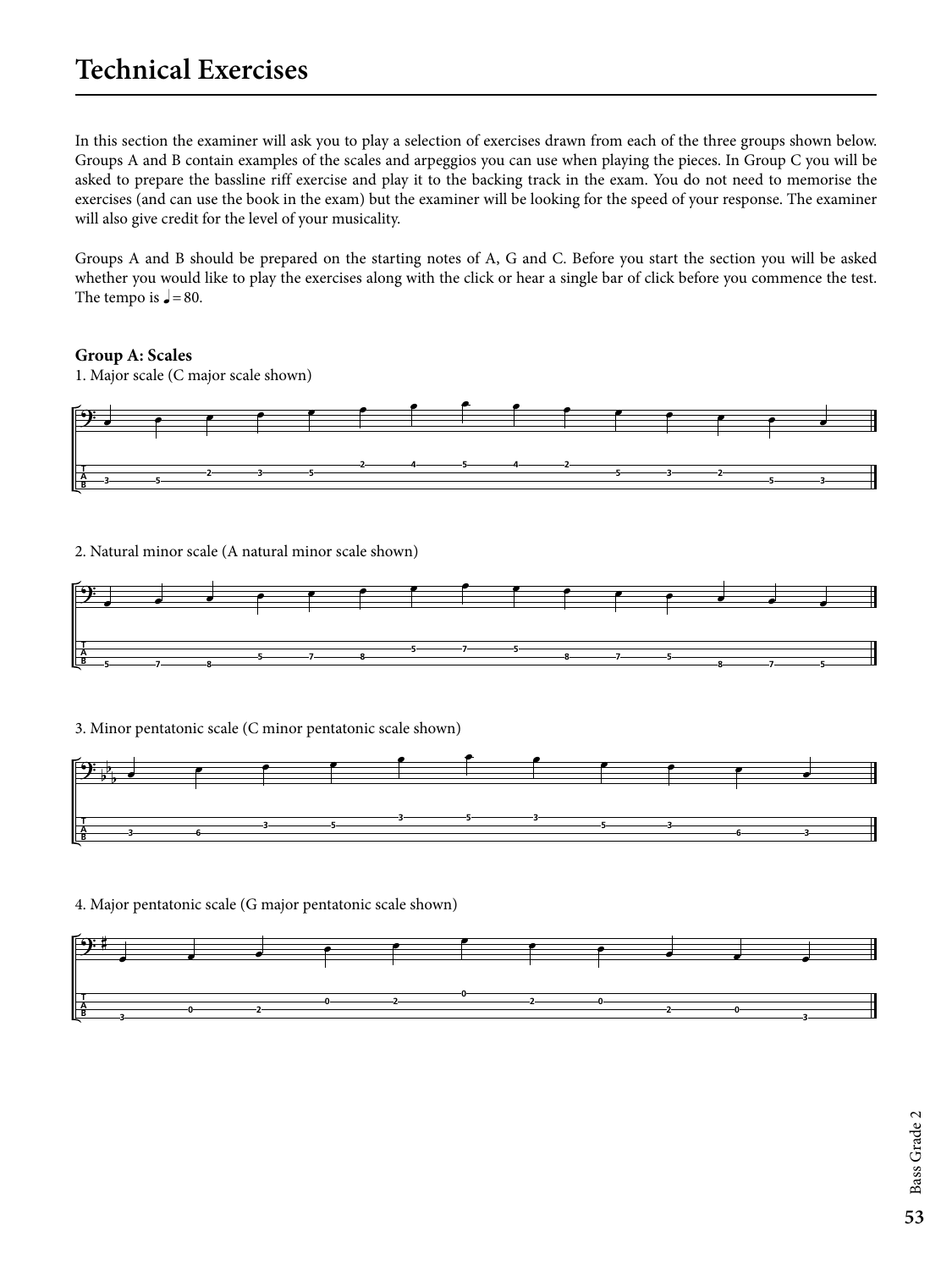# Technical Exercises

In this section the examiner will ask you to play a selection of exercises drawn from each of the three groups shown below. Groups A and B contain examples of the scales and arpeggios you can use when playing the pieces. In Group C you will be asked to prepare the bassline riff exercise and play it to the backing track in the exam. You do not need to memorise the exercises (and can use the book in the exam) but the examiner will be looking for the speed of your response. The examiner will also give credit for the level of your musicality.

Groups A and B should be prepared on the starting notes of A, G and C. Before you start the section you will be asked whether you would like to play the exercises along with the click or hear a single bar of click before you commence the test. The tempo is ♩= 80.

**Group A: Scales**

1. Major scale (C major scale shown)

2. Natural minor scale (A natural minor scale shown)

3. Minor pentatonic scale (C minor pentatonic scale shown)

4. Major pentatonic scale (G major pentatonic scale shown)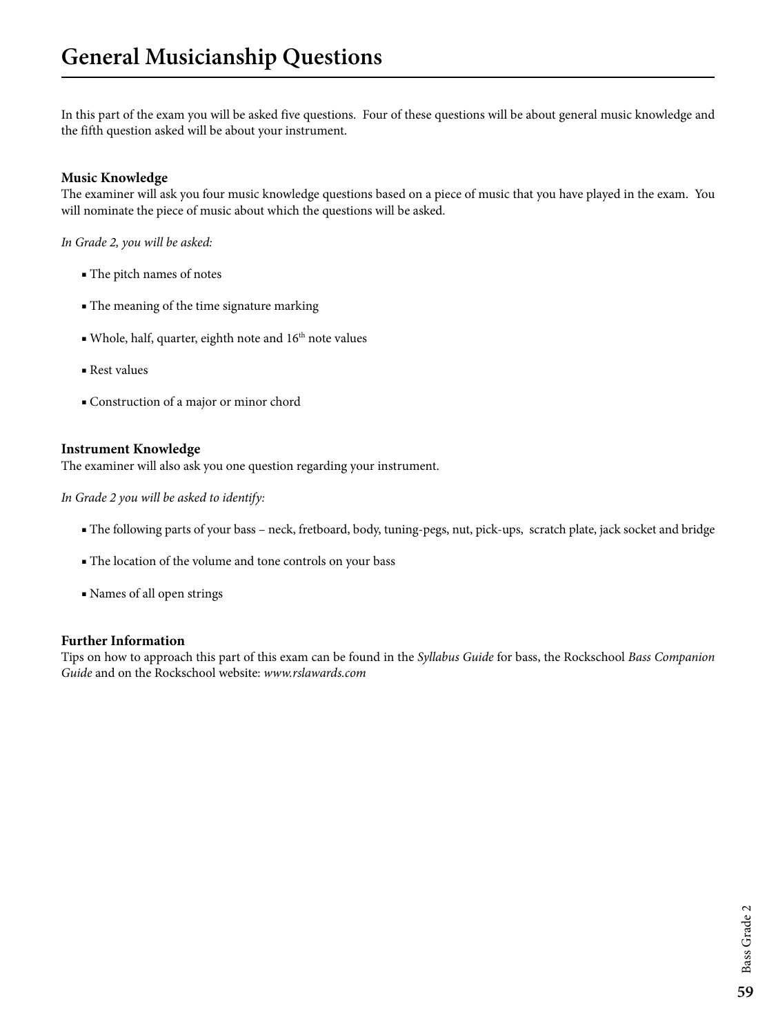# General Musicianship Questions

In this part of the exam you will be asked five questions. Four of these questions will be about general music knowledge and the fifth question asked will be about your instrument.

### Music Knowledge

The examiner will ask you four music knowledge questions based on a piece of music that you have played in the exam. You will nominate the piece of music about which the questions will be asked.

*In Grade 2, you will be asked:*

- The pitch names of notes
- The meaning of the time signature marking
- Whole, half, quarter, eighth note and 16th note values
- Rest values
- Construction of a major or minor chord

### Instrument Knowledge

The examiner will also ask you one question regarding your instrument.

*In Grade 2 you will be asked to identify:*

- The following parts of your bass – neck, fretboard, body, tuning-pegs, nut, pick-ups, scratch plate, jack socket and bridge
- The location of the volume and tone controls on your bass
- Names of all open strings

### Further Information

Tips on how to approach this part of this exam can be found in the *Syllabus Guide* for bass, the Rockschool *Bass Companion Guide* and on the Rockschool website: *www.rslawards.com*